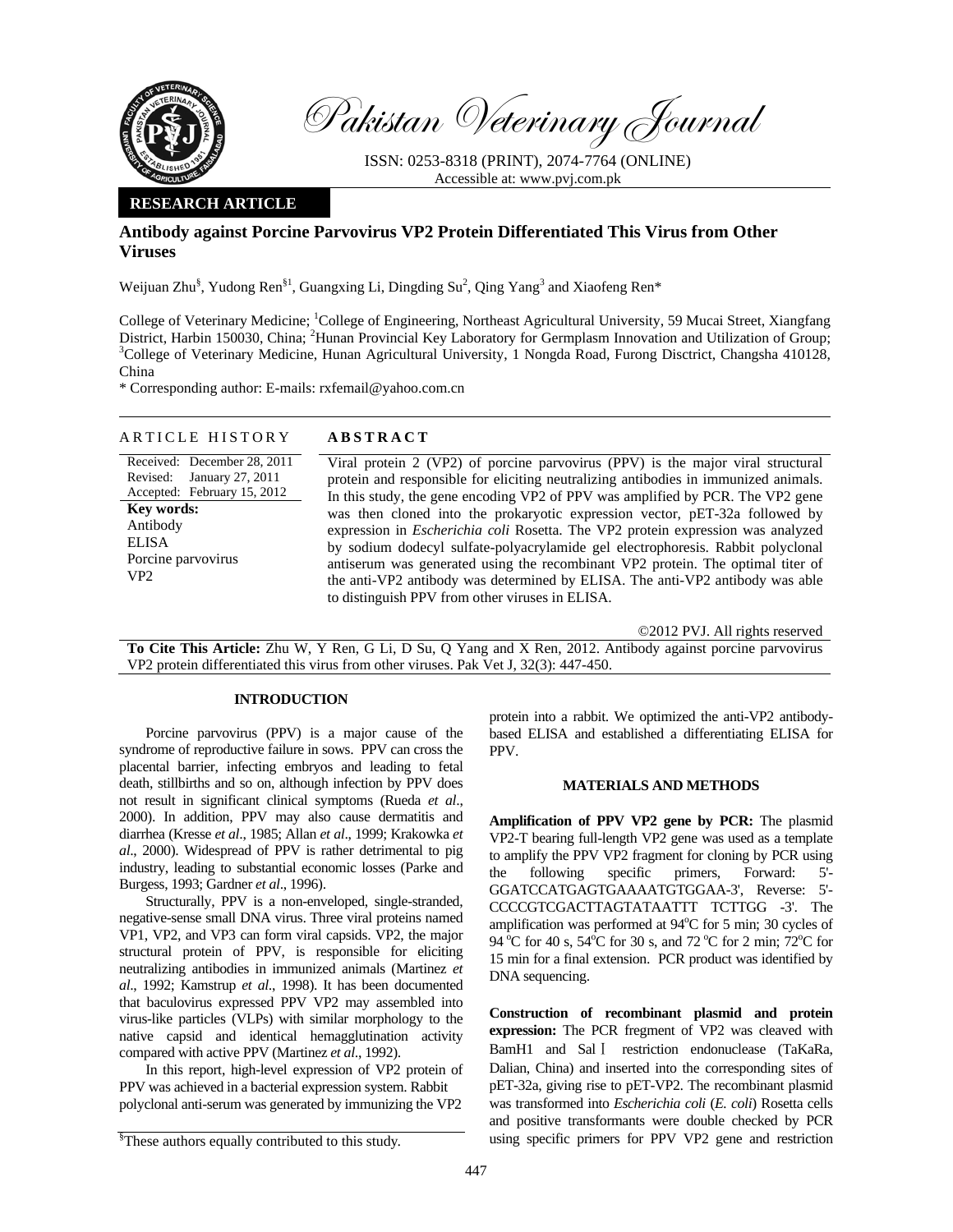Pakistan Veterinary Journal

ISSN: 0253-8318 (PRINT), 2074-7764 (ONLINE)
Accessible at: www.pvj.com.pk

**RESEARCH ARTICLE**

# Antibody against Porcine Parvovirus VP2 Protein Differentiated This Virus from Other Viruses

Weijuan Zhu[§], Yudong Ren[§1], Guangxing Li, Dingding Su[2], Qing Yang[3] and Xiaofeng Ren*

College of Veterinary Medicine; [1]College of Engineering, Northeast Agricultural University, 59 Mucai Street, Xiangfang District, Harbin 150030, China; [2]Hunan Provincial Key Laboratory for Germplasm Innovation and Utilization of Group; [3]College of Veterinary Medicine, Hunan Agricultural University, 1 Nongda Road, Furong Disctrict, Changsha 410128, China

\* Corresponding author: E-mails: rxfemail@yahoo.com.cn

## ARTICLE HISTORY

Received: December 28, 2011
Revised: January 27, 2011
Accepted: February 15, 2012

**Key words:**
Antibody
ELISA
Porcine parvovirus
VP2

## ABSTRACT

Viral protein 2 (VP2) of porcine parvovirus (PPV) is the major viral structural protein and responsible for eliciting neutralizing antibodies in immunized animals. In this study, the gene encoding VP2 of PPV was amplified by PCR. The VP2 gene was then cloned into the prokaryotic expression vector, pET-32a followed by expression in *Escherichia coli* Rosetta. The VP2 protein expression was analyzed by sodium dodecyl sulfate-polyacrylamide gel electrophoresis. Rabbit polyclonal antiserum was generated using the recombinant VP2 protein. The optimal titer of the anti-VP2 antibody was determined by ELISA. The anti-VP2 antibody was able to distinguish PPV from other viruses in ELISA.

©2012 PVJ. All rights reserved

**To Cite This Article:** Zhu W, Y Ren, G Li, D Su, Q Yang and X Ren, 2012. Antibody against porcine parvovirus VP2 protein differentiated this virus from other viruses. Pak Vet J, 32(3): 447-450.

## INTRODUCTION

Porcine parvovirus (PPV) is a major cause of the syndrome of reproductive failure in sows. PPV can cross the placental barrier, infecting embryos and leading to fetal death, stillbirths and so on, although infection by PPV does not result in significant clinical symptoms (Rueda *et al*., 2000). In addition, PPV may also cause dermatitis and diarrhea (Kresse *et al*., 1985; Allan *et al*., 1999; Krakowka *et al*., 2000). Widespread of PPV is rather detrimental to pig industry, leading to substantial economic losses (Parke and Burgess, 1993; Gardner *et al*., 1996).

Structurally, PPV is a non-enveloped, single-stranded, negative-sense small DNA virus. Three viral proteins named VP1, VP2, and VP3 can form viral capsids. VP2, the major structural protein of PPV, is responsible for eliciting neutralizing antibodies in immunized animals (Martinez *et al*., 1992; Kamstrup *et al*., 1998). It has been documented that baculovirus expressed PPV VP2 may assembled into virus-like particles (VLPs) with similar morphology to the native capsid and identical hemagglutination activity compared with active PPV (Martinez *et al*., 1992).

In this report, high-level expression of VP2 protein of PPV was achieved in a bacterial expression system. Rabbit polyclonal anti-serum was generated by immunizing the VP2 protein into a rabbit. We optimized the anti-VP2 antibody-based ELISA and established a differentiating ELISA for PPV.

[§]These authors equally contributed to this study.

## MATERIALS AND METHODS

**Amplification of PPV VP2 gene by PCR:** The plasmid VP2-T bearing full-length VP2 gene was used as a template to amplify the PPV VP2 fragment for cloning by PCR using the following specific primers, Forward: 5'-GGATCCATGAGTGAAAATGTGGAA-3', Reverse: 5'-CCCCGTCGACTTAGTATAATTT TCTTGG -3'. The amplification was performed at 94°C for 5 min; 30 cycles of 94 °C for 40 s, 54°C for 30 s, and 72 °C for 2 min; 72°C for 15 min for a final extension. PCR product was identified by DNA sequencing.

**Construction of recombinant plasmid and protein expression:** The PCR fregment of VP2 was cleaved with BamH1 and SalⅠ restriction endonuclease (TaKaRa, Dalian, China) and inserted into the corresponding sites of pET-32a, giving rise to pET-VP2. The recombinant plasmid was transformed into *Escherichia coli* (*E. coli*) Rosetta cells and positive transformants were double checked by PCR using specific primers for PPV VP2 gene and restriction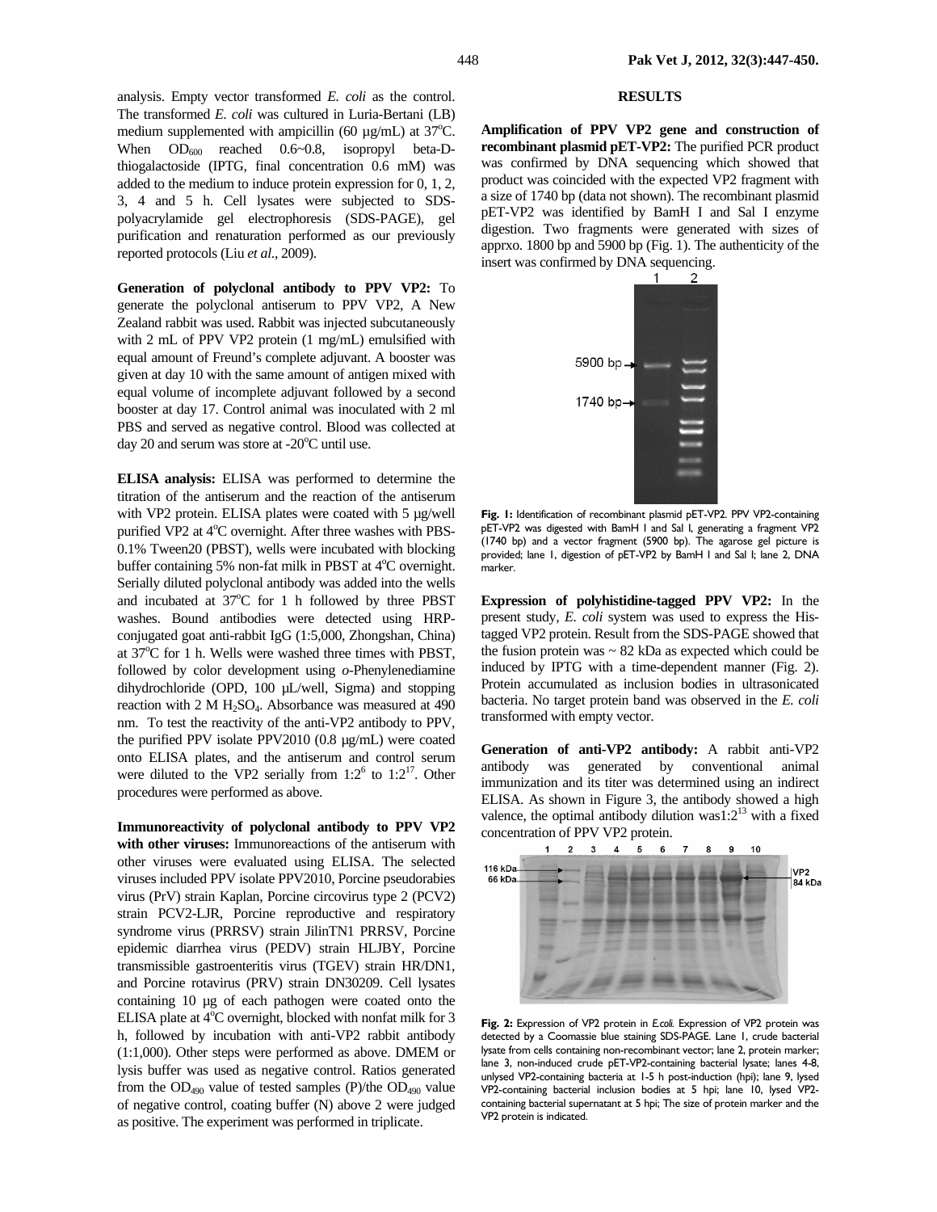analysis. Empty vector transformed *E. coli* as the control. The transformed *E. coli* was cultured in Luria-Bertani (LB) medium supplemented with ampicillin (60 µg/mL) at 37°C. When $OD_{600}$ reached 0.6~0.8, isopropyl beta-D-thiogalactoside (IPTG, final concentration 0.6 mM) was added to the medium to induce protein expression for 0, 1, 2, 3, 4 and 5 h. Cell lysates were subjected to SDS-polyacrylamide gel electrophoresis (SDS-PAGE), gel purification and renaturation performed as our previously reported protocols (Liu *et al*., 2009).

**Generation of polyclonal antibody to PPV VP2:** To generate the polyclonal antiserum to PPV VP2, A New Zealand rabbit was used. Rabbit was injected subcutaneously with 2 mL of PPV VP2 protein (1 mg/mL) emulsified with equal amount of Freund's complete adjuvant. A booster was given at day 10 with the same amount of antigen mixed with equal volume of incomplete adjuvant followed by a second booster at day 17. Control animal was inoculated with 2 ml PBS and served as negative control. Blood was collected at day 20 and serum was store at -20°C until use.

**ELISA analysis:** ELISA was performed to determine the titration of the antiserum and the reaction of the antiserum with VP2 protein. ELISA plates were coated with 5 µg/well purified VP2 at 4°C overnight. After three washes with PBS-0.1% Tween20 (PBST), wells were incubated with blocking buffer containing 5% non-fat milk in PBST at 4°C overnight. Serially diluted polyclonal antibody was added into the wells and incubated at 37°C for 1 h followed by three PBST washes. Bound antibodies were detected using HRP-conjugated goat anti-rabbit IgG (1:5,000, Zhongshan, China) at 37°C for 1 h. Wells were washed three times with PBST, followed by color development using *o*-Phenylenediamine dihydrochloride (OPD, 100 µL/well, Sigma) and stopping reaction with 2 M $H_2SO_4$. Absorbance was measured at 490 nm. To test the reactivity of the anti-VP2 antibody to PPV, the purified PPV isolate PPV2010 (0.8 µg/mL) were coated onto ELISA plates, and the antiserum and control serum were diluted to the VP2 serially from $1:2^6$ to $1:2^{17}$. Other procedures were performed as above.

**Immunoreactivity of polyclonal antibody to PPV VP2 with other viruses:** Immunoreactions of the antiserum with other viruses were evaluated using ELISA. The selected viruses included PPV isolate PPV2010, Porcine pseudorabies virus (PrV) strain Kaplan, Porcine circovirus type 2 (PCV2) strain PCV2-LJR, Porcine reproductive and respiratory syndrome virus (PRRSV) strain JilinTN1 PRRSV, Porcine epidemic diarrhea virus (PEDV) strain HLJBY, Porcine transmissible gastroenteritis virus (TGEV) strain HR/DN1, and Porcine rotavirus (PRV) strain DN30209. Cell lysates containing 10 µg of each pathogen were coated onto the ELISA plate at 4°C overnight, blocked with nonfat milk for 3 h, followed by incubation with anti-VP2 rabbit antibody (1:1,000). Other steps were performed as above. DMEM or lysis buffer was used as negative control. Ratios generated from the $OD_{490}$ value of tested samples (P)/the $OD_{490}$ value of negative control, coating buffer (N) above 2 were judged as positive. The experiment was performed in triplicate.

## RESULTS

**Amplification of PPV VP2 gene and construction of recombinant plasmid pET-VP2:** The purified PCR product was confirmed by DNA sequencing which showed that product was coincided with the expected VP2 fragment with a size of 1740 bp (data not shown). The recombinant plasmid pET-VP2 was identified by BamH I and Sal I enzyme digestion. Two fragments were generated with sizes of apprxo. 1800 bp and 5900 bp (Fig. 1). The authenticity of the insert was confirmed by DNA sequencing.

**Fig. 1:** Identification of recombinant plasmid pET-VP2. PPV VP2-containing pET-VP2 was digested with BamH I and Sal I, generating a fragment VP2 (1740 bp) and a vector fragment (5900 bp). The agarose gel picture is provided; lane 1, digestion of pET-VP2 by BamH I and Sal I; lane 2, DNA marker.

**Expression of polyhistidine-tagged PPV VP2:** In the present study, *E. coli* system was used to express the His-tagged VP2 protein. Result from the SDS-PAGE showed that the fusion protein was ~ 82 kDa as expected which could be induced by IPTG with a time-dependent manner (Fig. 2). Protein accumulated as inclusion bodies in ultrasonicated bacteria. No target protein band was observed in the *E. coli* transformed with empty vector.

**Generation of anti-VP2 antibody:** A rabbit anti-VP2 antibody was generated by conventional animal immunization and its titer was determined using an indirect ELISA. As shown in Figure 3, the antibody showed a high valence, the optimal antibody dilution was$1:2^{13}$ with a fixed concentration of PPV VP2 protein.

**Fig. 2:** Expression of VP2 protein in *E.coli*. Expression of VP2 protein was detected by a Coomassie blue staining SDS-PAGE. Lane 1, crude bacterial lysate from cells containing non-recombinant vector; lane 2, protein marker; lane 3, non-induced crude pET-VP2-containing bacterial lysate; lanes 4-8, unlysed VP2-containing bacteria at 1-5 h post-induction (hpi); lane 9, lysed VP2-containing bacterial inclusion bodies at 5 hpi; lane 10, lysed VP2-containing bacterial supernatant at 5 hpi; The size of protein marker and the VP2 protein is indicated.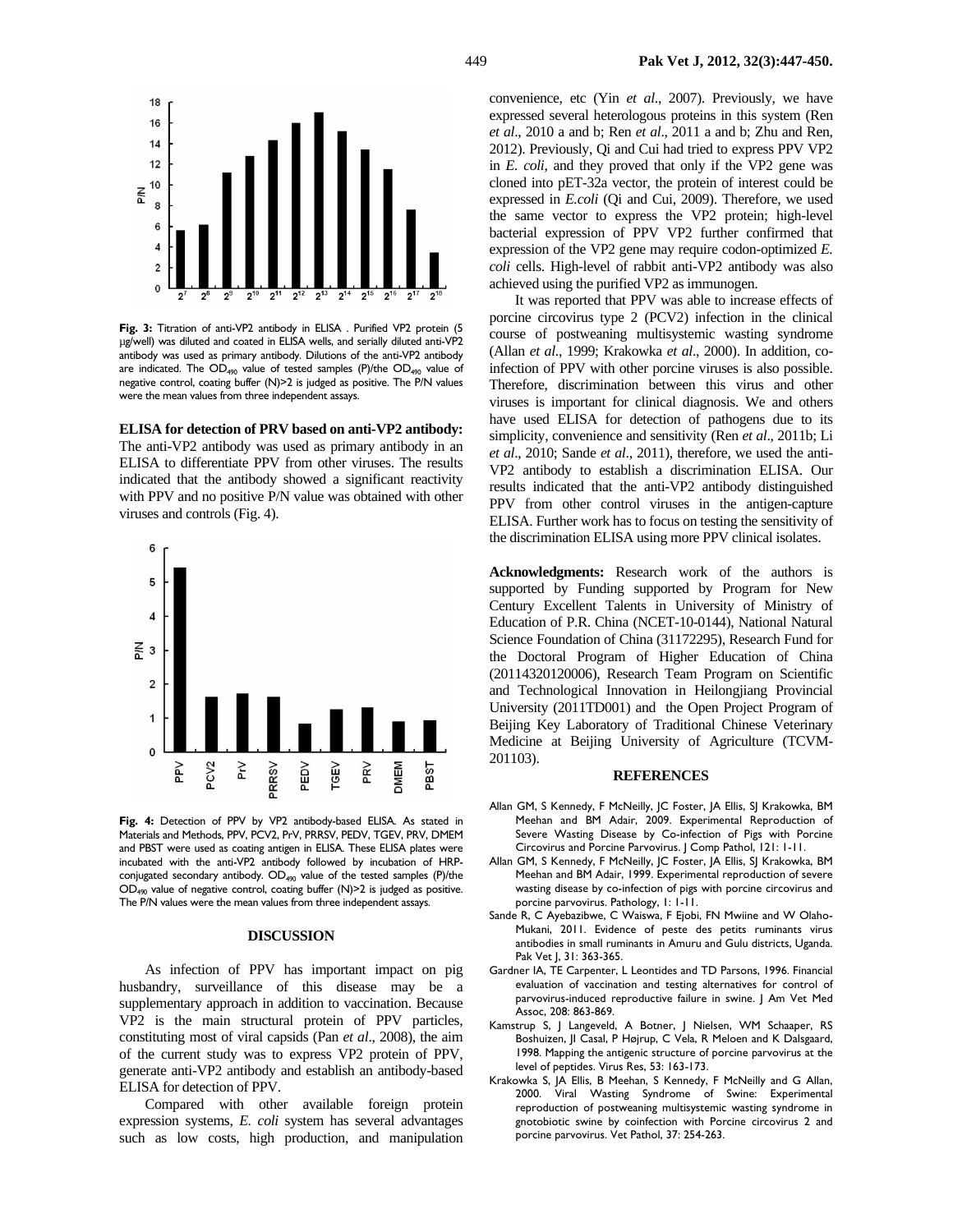Fig. 3: Titration of anti-VP2 antibody in ELISA . Purified VP2 protein (5 μg/well) was diluted and coated in ELISA wells, and serially diluted anti-VP2 antibody was used as primary antibody. Dilutions of the anti-VP2 antibody are indicated. The $OD_{490}$ value of tested samples (P)/the $OD_{490}$ value of negative control, coating buffer (N)>2 is judged as positive. The P/N values were the mean values from three independent assays.

**ELISA for detection of PRV based on anti-VP2 antibody:** The anti-VP2 antibody was used as primary antibody in an ELISA to differentiate PPV from other viruses. The results indicated that the antibody showed a significant reactivity with PPV and no positive P/N value was obtained with other viruses and controls (Fig. 4).

Fig. 4: Detection of PPV by VP2 antibody-based ELISA. As stated in Materials and Methods, PPV, PCV2, PrV, PRRSV, PEDV, TGEV, PRV, DMEM and PBST were used as coating antigen in ELISA. These ELISA plates were incubated with the anti-VP2 antibody followed by incubation of HRP-conjugated secondary antibody. $OD_{490}$ value of the tested samples (P)/the $OD_{490}$ value of negative control, coating buffer (N)>2 is judged as positive. The P/N values were the mean values from three independent assays.

## DISCUSSION

As infection of PPV has important impact on pig husbandry, surveillance of this disease may be a supplementary approach in addition to vaccination. Because VP2 is the main structural protein of PPV particles, constituting most of viral capsids (Pan *et al*., 2008), the aim of the current study was to express VP2 protein of PPV, generate anti-VP2 antibody and establish an antibody-based ELISA for detection of PPV.

Compared with other available foreign protein expression systems, *E. coli* system has several advantages such as low costs, high production, and manipulation convenience, etc (Yin *et al*., 2007). Previously, we have expressed several heterologous proteins in this system (Ren *et al*., 2010 a and b; Ren *et al*., 2011 a and b; Zhu and Ren, 2012). Previously, Qi and Cui had tried to express PPV VP2 in *E. coli,* and they proved that only if the VP2 gene was cloned into pET-32a vector, the protein of interest could be expressed in *E.coli* (Qi and Cui, 2009). Therefore, we used the same vector to express the VP2 protein; high-level bacterial expression of PPV VP2 further confirmed that expression of the VP2 gene may require codon-optimized *E. coli* cells. High-level of rabbit anti-VP2 antibody was also achieved using the purified VP2 as immunogen.

It was reported that PPV was able to increase effects of porcine circovirus type 2 (PCV2) infection in the clinical course of postweaning multisystemic wasting syndrome (Allan *et al*., 1999; Krakowka *et al*., 2000). In addition, co-infection of PPV with other porcine viruses is also possible. Therefore, discrimination between this virus and other viruses is important for clinical diagnosis. We and others have used ELISA for detection of pathogens due to its simplicity, convenience and sensitivity (Ren *et al*., 2011b; Li *et al*., 2010; Sande *et al*., 2011), therefore, we used the anti-VP2 antibody to establish a discrimination ELISA. Our results indicated that the anti-VP2 antibody distinguished PPV from other control viruses in the antigen-capture ELISA. Further work has to focus on testing the sensitivity of the discrimination ELISA using more PPV clinical isolates.

**Acknowledgments:** Research work of the authors is supported by Funding supported by Program for New Century Excellent Talents in University of Ministry of Education of P.R. China (NCET-10-0144), National Natural Science Foundation of China (31172295), Research Fund for the Doctoral Program of Higher Education of China (20114320120006), Research Team Program on Scientific and Technological Innovation in Heilongjiang Provincial University (2011TD001) and the Open Project Program of Beijing Key Laboratory of Traditional Chinese Veterinary Medicine at Beijing University of Agriculture (TCVM-201103).

## REFERENCES

Allan GM, S Kennedy, F McNeilly, JC Foster, JA Ellis, SJ Krakowka, BM Meehan and BM Adair, 2009. Experimental Reproduction of Severe Wasting Disease by Co-infection of Pigs with Porcine Circovirus and Porcine Parvovirus. J Comp Pathol, 121: 1-11.

Allan GM, S Kennedy, F McNeilly, JC Foster, JA Ellis, SJ Krakowka, BM Meehan and BM Adair, 1999. Experimental reproduction of severe wasting disease by co-infection of pigs with porcine circovirus and porcine parvovirus. Pathology, 1: 1-11.

Sande R, C Ayebazibwe, C Waiswa, F Ejobi, FN Mwiine and W Olaho-Mukani, 2011. Evidence of peste des petits ruminants virus antibodies in small ruminants in Amuru and Gulu districts, Uganda. Pak Vet J, 31: 363-365.

Gardner IA, TE Carpenter, L Leontides and TD Parsons, 1996. Financial evaluation of vaccination and testing alternatives for control of parvovirus-induced reproductive failure in swine. J Am Vet Med Assoc, 208: 863-869.

Kamstrup S, J Langeveld, A Botner, J Nielsen, WM Schaaper, RS Boshuizen, JI Casal, P Højrup, C Vela, R Meloen and K Dalsgaard, 1998. Mapping the antigenic structure of porcine parvovirus at the level of peptides. Virus Res, 53: 163-173.

Krakowka S, JA Ellis, B Meehan, S Kennedy, F McNeilly and G Allan, 2000. Viral Wasting Syndrome of Swine: Experimental reproduction of postweaning multisystemic wasting syndrome in gnotobiotic swine by coinfection with Porcine circovirus 2 and porcine parvovirus. Vet Pathol, 37: 254-263.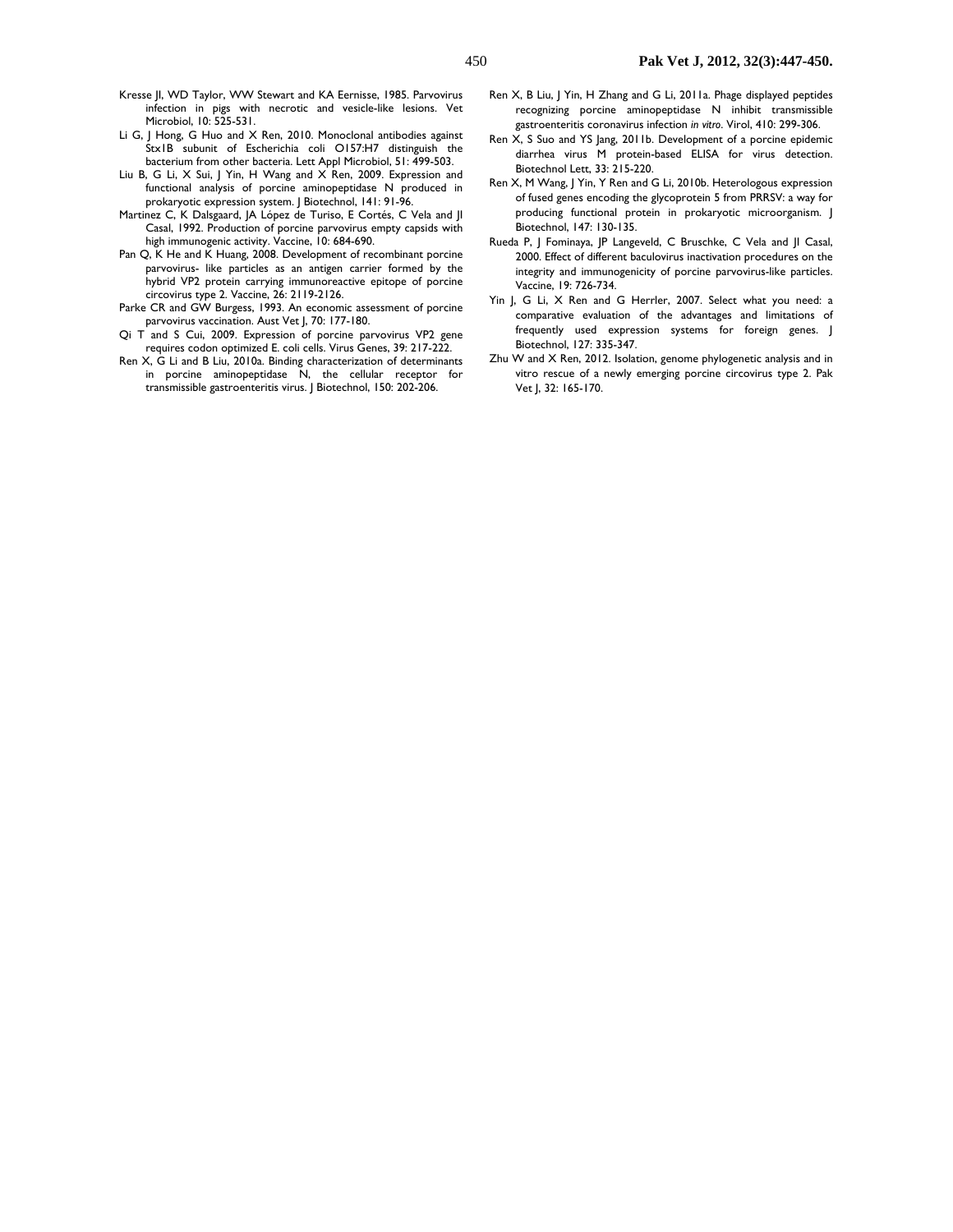Kresse JI, WD Taylor, WW Stewart and KA Eernisse, 1985. Parvovirus infection in pigs with necrotic and vesicle-like lesions. Vet Microbiol, 10: 525-531.

Li G, J Hong, G Huo and X Ren, 2010. Monoclonal antibodies against Stx1B subunit of Escherichia coli O157:H7 distinguish the bacterium from other bacteria. Lett Appl Microbiol, 51: 499-503.

Liu B, G Li, X Sui, J Yin, H Wang and X Ren, 2009. Expression and functional analysis of porcine aminopeptidase N produced in prokaryotic expression system. J Biotechnol, 141: 91-96.

Martinez C, K Dalsgaard, JA López de Turiso, E Cortés, C Vela and JI Casal, 1992. Production of porcine parvovirus empty capsids with high immunogenic activity. Vaccine, 10: 684-690.

Pan Q, K He and K Huang, 2008. Development of recombinant porcine parvovirus- like particles as an antigen carrier formed by the hybrid VP2 protein carrying immunoreactive epitope of porcine circovirus type 2. Vaccine, 26: 2119-2126.

Parke CR and GW Burgess, 1993. An economic assessment of porcine parvovirus vaccination. Aust Vet J, 70: 177-180.

Qi T and S Cui, 2009. Expression of porcine parvovirus VP2 gene requires codon optimized E. coli cells. Virus Genes, 39: 217-222.

Ren X, G Li and B Liu, 2010a. Binding characterization of determinants in porcine aminopeptidase N, the cellular receptor for transmissible gastroenteritis virus. J Biotechnol, 150: 202-206.

Ren X, B Liu, J Yin, H Zhang and G Li, 2011a. Phage displayed peptides recognizing porcine aminopeptidase N inhibit transmissible gastroenteritis coronavirus infection *in vitro*. Virol, 410: 299-306.

Ren X, S Suo and YS Jang, 2011b. Development of a porcine epidemic diarrhea virus M protein-based ELISA for virus detection. Biotechnol Lett, 33: 215-220.

Ren X, M Wang, J Yin, Y Ren and G Li, 2010b. Heterologous expression of fused genes encoding the glycoprotein 5 from PRRSV: a way for producing functional protein in prokaryotic microorganism. J Biotechnol, 147: 130-135.

Rueda P, J Fominaya, JP Langeveld, C Bruschke, C Vela and JI Casal, 2000. Effect of different baculovirus inactivation procedures on the integrity and immunogenicity of porcine parvovirus-like particles. Vaccine, 19: 726-734.

Yin J, G Li, X Ren and G Herrler, 2007. Select what you need: a comparative evaluation of the advantages and limitations of frequently used expression systems for foreign genes. J Biotechnol, 127: 335-347.

Zhu W and X Ren, 2012. Isolation, genome phylogenetic analysis and in vitro rescue of a newly emerging porcine circovirus type 2. Pak Vet J, 32: 165-170.